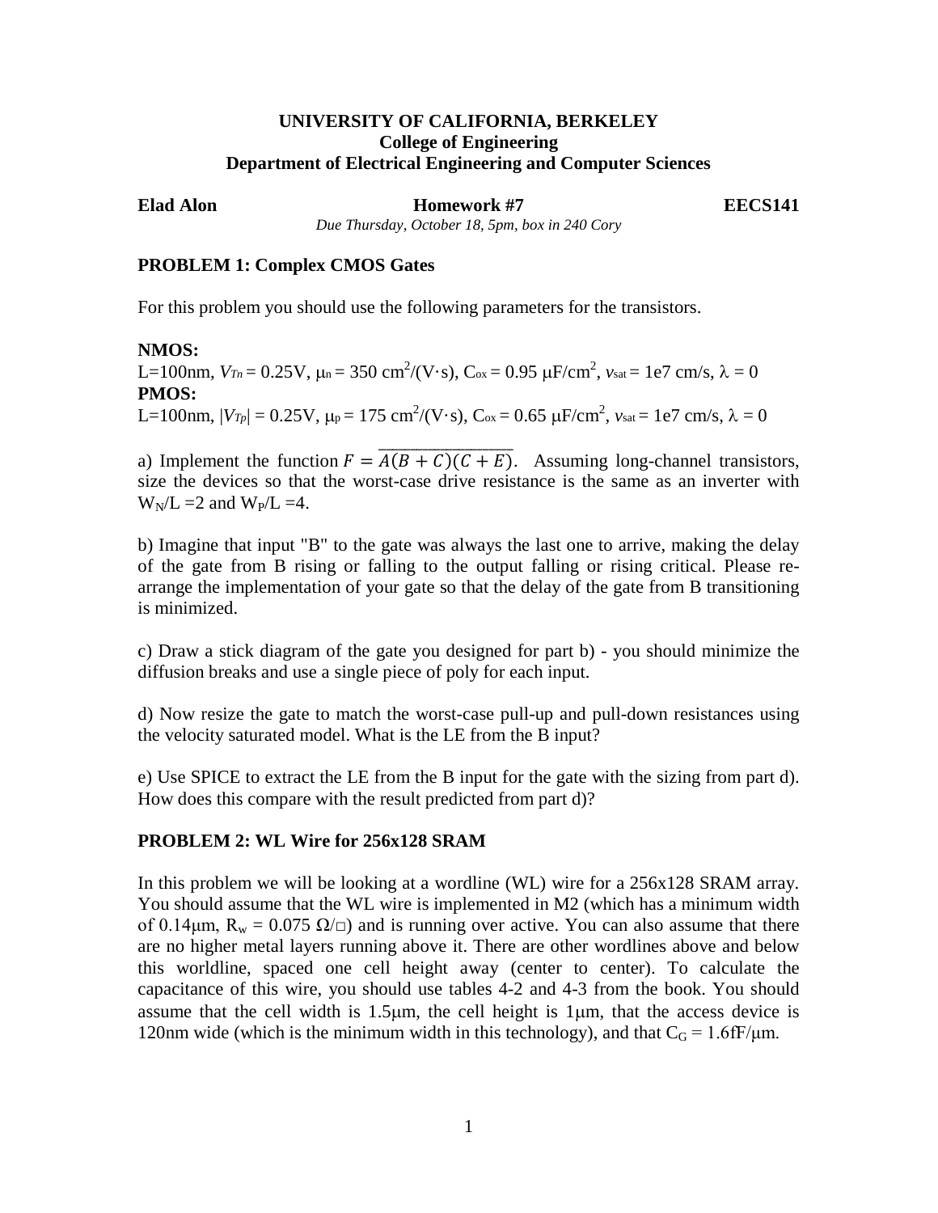**UNIVERSITY OF CALIFORNIA, BERKELEY**
**College of Engineering**
**Department of Electrical Engineering and Computer Sciences**

**Elad Alon** **Homework #7** **EECS141**

*Due Thursday, October 18, 5pm, box in 240 Cory*

## PROBLEM 1: Complex CMOS Gates

For this problem you should use the following parameters for the transistors.

**NMOS:**
L=100nm, $V_{Tn}$ = 0.25V, $\mu_n$ = 350 cm$^2$/(V·s), $C_{ox}$ = 0.95 $\mu$F/cm$^2$, $v_{sat}$ = 1e7 cm/s, $\lambda$ = 0
**PMOS:**
L=100nm, $|V_{Tp}|$ = 0.25V, $\mu_p$ = 175 cm$^2$/(V·s), $C_{ox}$ = 0.65 $\mu$F/cm$^2$, $v_{sat}$ = 1e7 cm/s, $\lambda$ = 0

a) Implement the function $F = \overline{A(B+C)(C+E)}$. Assuming long-channel transistors, size the devices so that the worst-case drive resistance is the same as an inverter with $W_N/L$ =2 and $W_P/L$ =4.

b) Imagine that input "B" to the gate was always the last one to arrive, making the delay of the gate from B rising or falling to the output falling or rising critical. Please re-arrange the implementation of your gate so that the delay of the gate from B transitioning is minimized.

c) Draw a stick diagram of the gate you designed for part b) - you should minimize the diffusion breaks and use a single piece of poly for each input.

d) Now resize the gate to match the worst-case pull-up and pull-down resistances using the velocity saturated model. What is the LE from the B input?

e) Use SPICE to extract the LE from the B input for the gate with the sizing from part d). How does this compare with the result predicted from part d)?

## PROBLEM 2: WL Wire for 256x128 SRAM

In this problem we will be looking at a wordline (WL) wire for a 256x128 SRAM array. You should assume that the WL wire is implemented in M2 (which has a minimum width of 0.14$\mu$m, $R_w$ = 0.075 $\Omega/\square$) and is running over active. You can also assume that there are no higher metal layers running above it. There are other wordlines above and below this worldline, spaced one cell height away (center to center). To calculate the capacitance of this wire, you should use tables 4-2 and 4-3 from the book. You should assume that the cell width is 1.5$\mu$m, the cell height is 1$\mu$m, that the access device is 120nm wide (which is the minimum width in this technology), and that $C_G$ = 1.6fF/$\mu$m.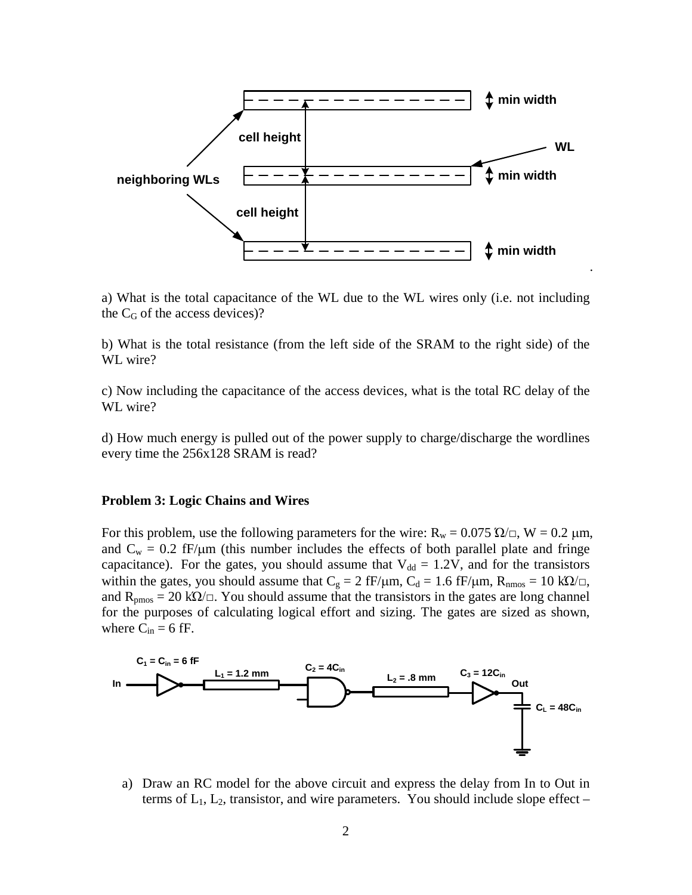a) What is the total capacitance of the WL due to the WL wires only (i.e. not including the $C_G$ of the access devices)?

b) What is the total resistance (from the left side of the SRAM to the right side) of the WL wire?

c) Now including the capacitance of the access devices, what is the total RC delay of the WL wire?

d) How much energy is pulled out of the power supply to charge/discharge the wordlines every time the 256x128 SRAM is read?

**Problem 3: Logic Chains and Wires**

For this problem, use the following parameters for the wire: $R_w = 0.075\ \Omega/\square$, $W = 0.2\ \mu m$, and $C_w = 0.2\ fF/\mu m$ (this number includes the effects of both parallel plate and fringe capacitance). For the gates, you should assume that $V_{dd} = 1.2V$, and for the transistors within the gates, you should assume that $C_g = 2\ fF/\mu m$, $C_d = 1.6\ fF/\mu m$, $R_{nmos} = 10\ k\Omega/\square$, and $R_{pmos} = 20\ k\Omega/\square$. You should assume that the transistors in the gates are long channel for the purposes of calculating logical effort and sizing. The gates are sized as shown, where $C_{in} = 6$ fF.

a) Draw an RC model for the above circuit and express the delay from In to Out in terms of $L_1$, $L_2$, transistor, and wire parameters. You should include slope effect –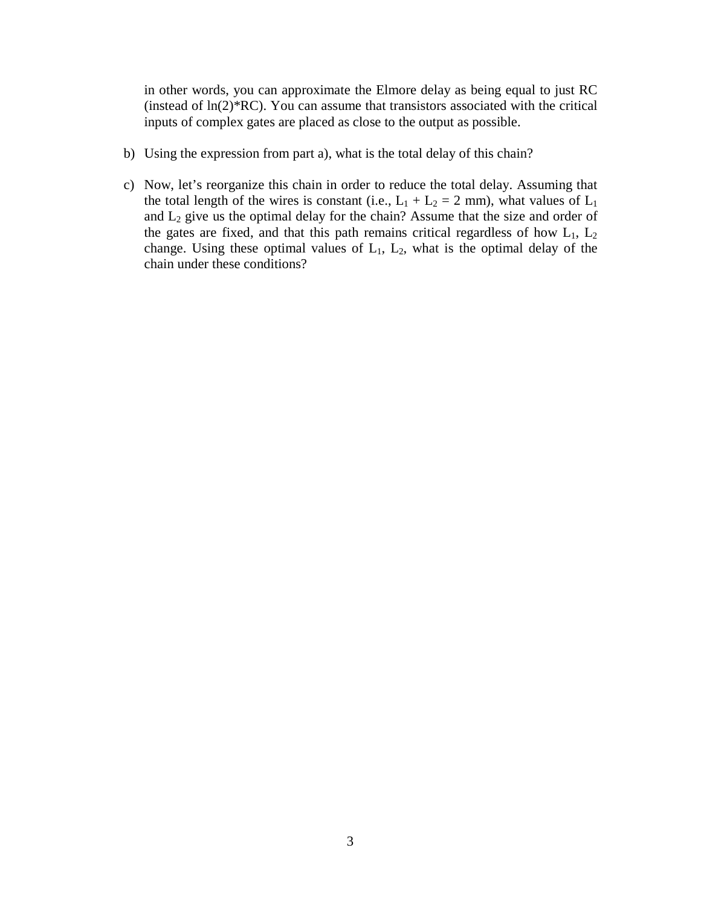in other words, you can approximate the Elmore delay as being equal to just RC (instead of ln(2)*RC). You can assume that transistors associated with the critical inputs of complex gates are placed as close to the output as possible.

b) Using the expression from part a), what is the total delay of this chain?

c) Now, let's reorganize this chain in order to reduce the total delay. Assuming that the total length of the wires is constant (i.e., $L_1 + L_2 = 2$ mm), what values of $L_1$ and $L_2$ give us the optimal delay for the chain? Assume that the size and order of the gates are fixed, and that this path remains critical regardless of how $L_1$, $L_2$ change. Using these optimal values of $L_1$, $L_2$, what is the optimal delay of the chain under these conditions?